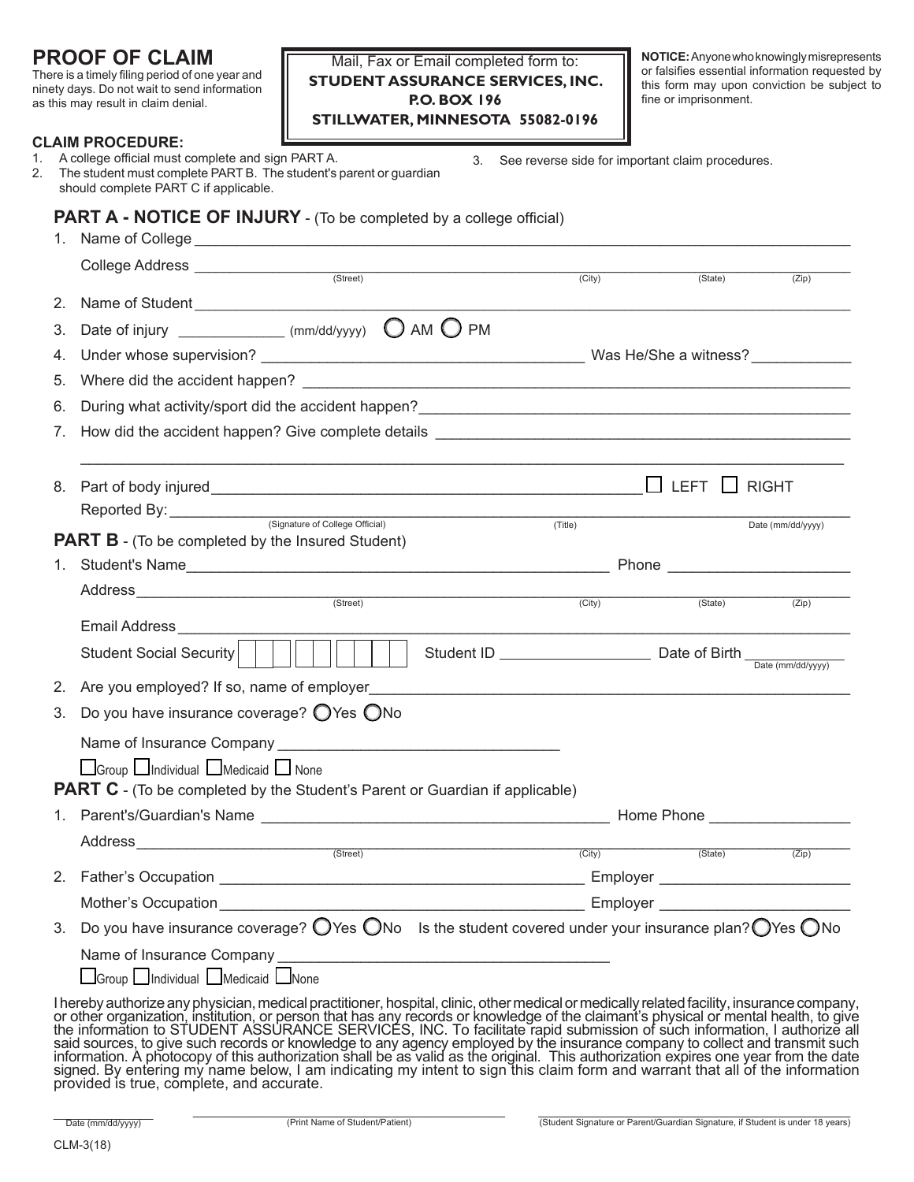# PROOF OF CLAIM

There is a timely filing period of one year and ninety days. Do not wait to send information as this may result in claim denial.

Mail, Fax or Email completed form to:
**STUDENT ASSURANCE SERVICES, INC.**
**P.O. BOX 196**
**STILLWATER, MINNESOTA 55082-0196**

**NOTICE:** Anyone who knowingly misrepresents or falsifies essential information requested by this form may upon conviction be subject to fine or imprisonment.

**CLAIM PROCEDURE:**

1. A college official must complete and sign PART A.
2. The student must complete PART B. The student's parent or guardian should complete PART C if applicable.
3. See reverse side for important claim procedures.

## PART A - NOTICE OF INJURY - (To be completed by a college official)

1. Name of College ____________________
   College Address ____________________ (Street) (City) (State) (Zip)
2. Name of Student ____________________
3. Date of injury ____________ (mm/dd/yyyy) ◯ AM ◯ PM
4. Under whose supervision? ____________________ Was He/She a witness? ____________
5. Where did the accident happen? ____________________
6. During what activity/sport did the accident happen? ____________________
7. How did the accident happen? Give complete details ____________________

   ____________________
8. Part of body injured ____________________ ☐ LEFT ☐ RIGHT

   Reported By: ____________________ (Signature of College Official) (Title) Date (mm/dd/yyyy)

## PART B - (To be completed by the Insured Student)

1. Student's Name ____________________ Phone ____________
   Address ____________________ (Street) (City) (State) (Zip)
   Email Address ____________________
   Student Social Security ☐☐☐-☐☐-☐☐☐☐ Student ID ____________ Date of Birth ____________ Date (mm/dd/yyyy)
2. Are you employed? If so, name of employer ____________________
3. Do you have insurance coverage? ◯Yes ◯No
   Name of Insurance Company ____________________
   ☐Group ☐Individual ☐Medicaid ☐ None

## PART C - (To be completed by the Student's Parent or Guardian if applicable)

1. Parent's/Guardian's Name ____________________ Home Phone ____________
   Address ____________________ (Street) (City) (State) (Zip)
2. Father's Occupation ____________________ Employer ____________
   Mother's Occupation ____________________ Employer ____________
3. Do you have insurance coverage? ◯Yes ◯No Is the student covered under your insurance plan? ◯Yes ◯No
   Name of Insurance Company ____________________
   ☐Group ☐Individual ☐Medicaid ☐None

I hereby authorize any physician, medical practitioner, hospital, clinic, other medical or medically related facility, insurance company, or other organization, institution, or person that has any records or knowledge of the claimant's physical or mental health, to give the information to STUDENT ASSURANCE SERVICES, INC. To facilitate rapid submission of such information, I authorize all said sources, to give such records or knowledge to any agency employed by the insurance company to collect and transmit such information. A photocopy of this authorization shall be as valid as the original. This authorization expires one year from the date signed. By entering my name below, I am indicating my intent to sign this claim form and warrant that all of the information provided is true, complete, and accurate.

____________ Date (mm/dd/yyyy) ____________________ (Print Name of Student/Patient) ____________________ (Student Signature or Parent/Guardian Signature, if Student is under 18 years)

CLM-3(18)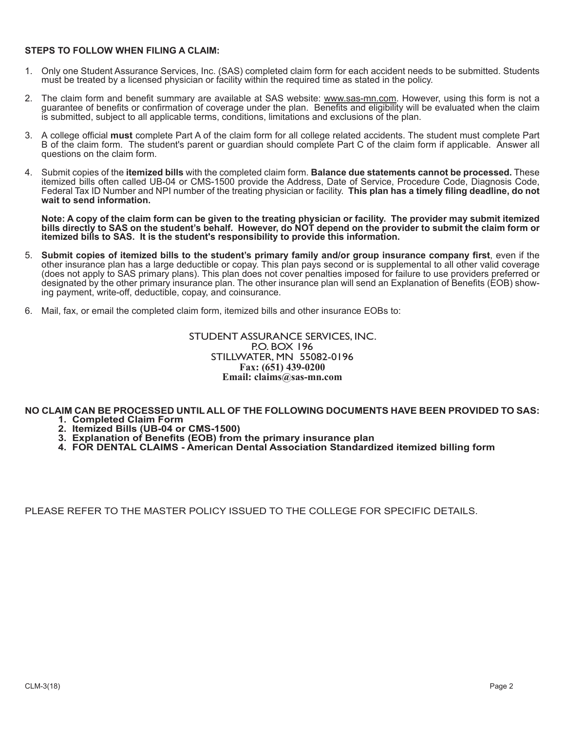**STEPS TO FOLLOW WHEN FILING A CLAIM:**

1. Only one Student Assurance Services, Inc. (SAS) completed claim form for each accident needs to be submitted. Students must be treated by a licensed physician or facility within the required time as stated in the policy.

2. The claim form and benefit summary are available at SAS website: www.sas-mn.com. However, using this form is not a guarantee of benefits or confirmation of coverage under the plan. Benefits and eligibility will be evaluated when the claim is submitted, subject to all applicable terms, conditions, limitations and exclusions of the plan.

3. A college official **must** complete Part A of the claim form for all college related accidents. The student must complete Part B of the claim form. The student's parent or guardian should complete Part C of the claim form if applicable. Answer all questions on the claim form.

4. Submit copies of the **itemized bills** with the completed claim form. **Balance due statements cannot be processed.** These itemized bills often called UB-04 or CMS-1500 provide the Address, Date of Service, Procedure Code, Diagnosis Code, Federal Tax ID Number and NPI number of the treating physician or facility. **This plan has a timely filing deadline, do not wait to send information.**

   **Note: A copy of the claim form can be given to the treating physician or facility. The provider may submit itemized bills directly to SAS on the student's behalf. However, do NOT depend on the provider to submit the claim form or itemized bills to SAS. It is the student's responsibility to provide this information.**

5. **Submit copies of itemized bills to the student's primary family and/or group insurance company first**, even if the other insurance plan has a large deductible or copay. This plan pays second or is supplemental to all other valid coverage (does not apply to SAS primary plans). This plan does not cover penalties imposed for failure to use providers preferred or designated by the other primary insurance plan. The other insurance plan will send an Explanation of Benefits (EOB) showing payment, write-off, deductible, copay, and coinsurance.

6. Mail, fax, or email the completed claim form, itemized bills and other insurance EOBs to:

STUDENT ASSURANCE SERVICES, INC.
P.O. BOX 196
STILLWATER, MN 55082-0196
**Fax: (651) 439-0200**
**Email: claims@sas-mn.com**

**NO CLAIM CAN BE PROCESSED UNTIL ALL OF THE FOLLOWING DOCUMENTS HAVE BEEN PROVIDED TO SAS:**

1. **Completed Claim Form**
2. **Itemized Bills (UB-04 or CMS-1500)**
3. **Explanation of Benefits (EOB) from the primary insurance plan**
4. **FOR DENTAL CLAIMS - American Dental Association Standardized itemized billing form**

PLEASE REFER TO THE MASTER POLICY ISSUED TO THE COLLEGE FOR SPECIFIC DETAILS.

CLM-3(18)